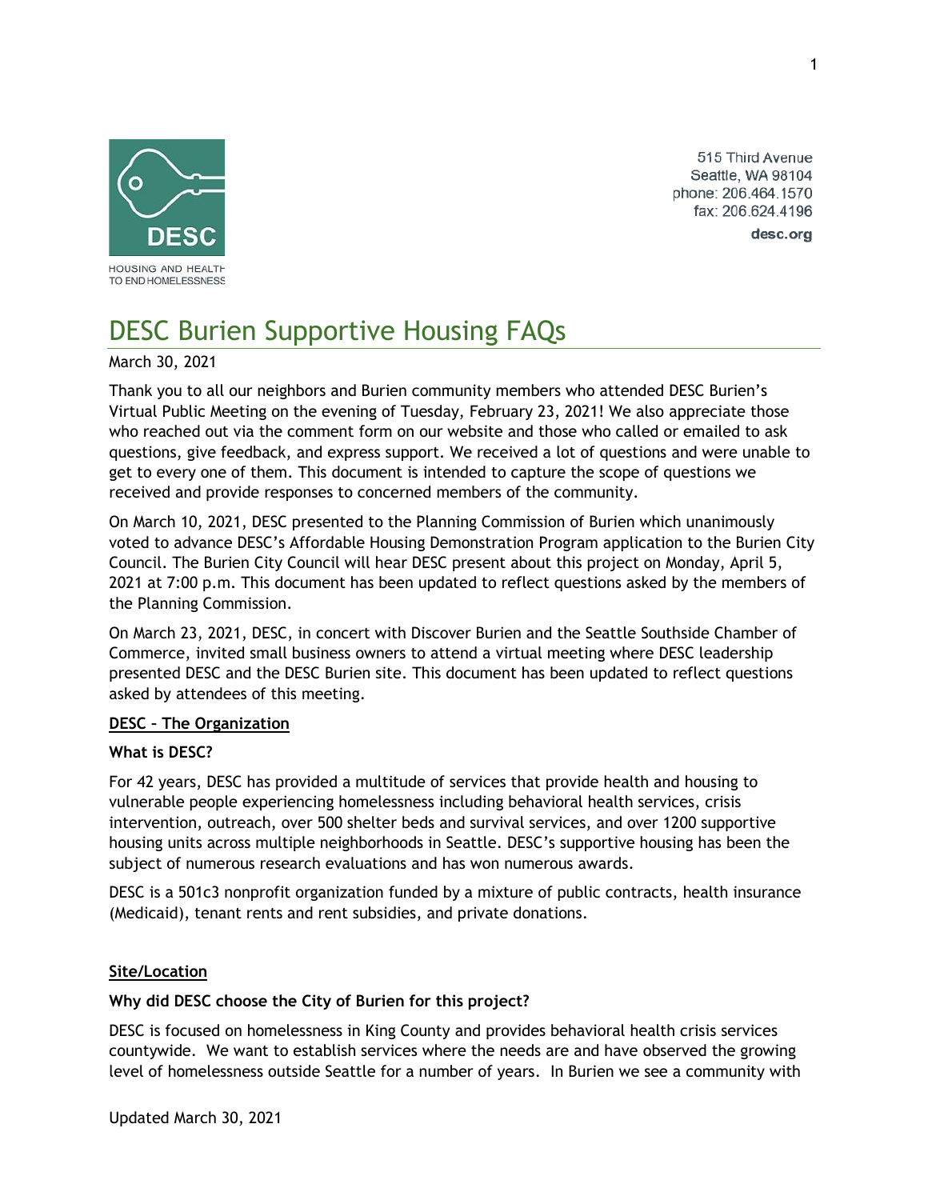515 Third Avenue
Seattle, WA 98104
phone: 206.464.1570
fax: 206.624.4196
desc.org

DESC

HOUSING AND HEALTH TO END HOMELESSNESS

# DESC Burien Supportive Housing FAQs

March 30, 2021

Thank you to all our neighbors and Burien community members who attended DESC Burien's Virtual Public Meeting on the evening of Tuesday, February 23, 2021! We also appreciate those who reached out via the comment form on our website and those who called or emailed to ask questions, give feedback, and express support. We received a lot of questions and were unable to get to every one of them. This document is intended to capture the scope of questions we received and provide responses to concerned members of the community.

On March 10, 2021, DESC presented to the Planning Commission of Burien which unanimously voted to advance DESC's Affordable Housing Demonstration Program application to the Burien City Council. The Burien City Council will hear DESC present about this project on Monday, April 5, 2021 at 7:00 p.m. This document has been updated to reflect questions asked by the members of the Planning Commission.

On March 23, 2021, DESC, in concert with Discover Burien and the Seattle Southside Chamber of Commerce, invited small business owners to attend a virtual meeting where DESC leadership presented DESC and the DESC Burien site. This document has been updated to reflect questions asked by attendees of this meeting.

## DESC – The Organization

### What is DESC?

For 42 years, DESC has provided a multitude of services that provide health and housing to vulnerable people experiencing homelessness including behavioral health services, crisis intervention, outreach, over 500 shelter beds and survival services, and over 1200 supportive housing units across multiple neighborhoods in Seattle. DESC's supportive housing has been the subject of numerous research evaluations and has won numerous awards.

DESC is a 501c3 nonprofit organization funded by a mixture of public contracts, health insurance (Medicaid), tenant rents and rent subsidies, and private donations.

## Site/Location

### Why did DESC choose the City of Burien for this project?

DESC is focused on homelessness in King County and provides behavioral health crisis services countywide. We want to establish services where the needs are and have observed the growing level of homelessness outside Seattle for a number of years. In Burien we see a community with

Updated March 30, 2021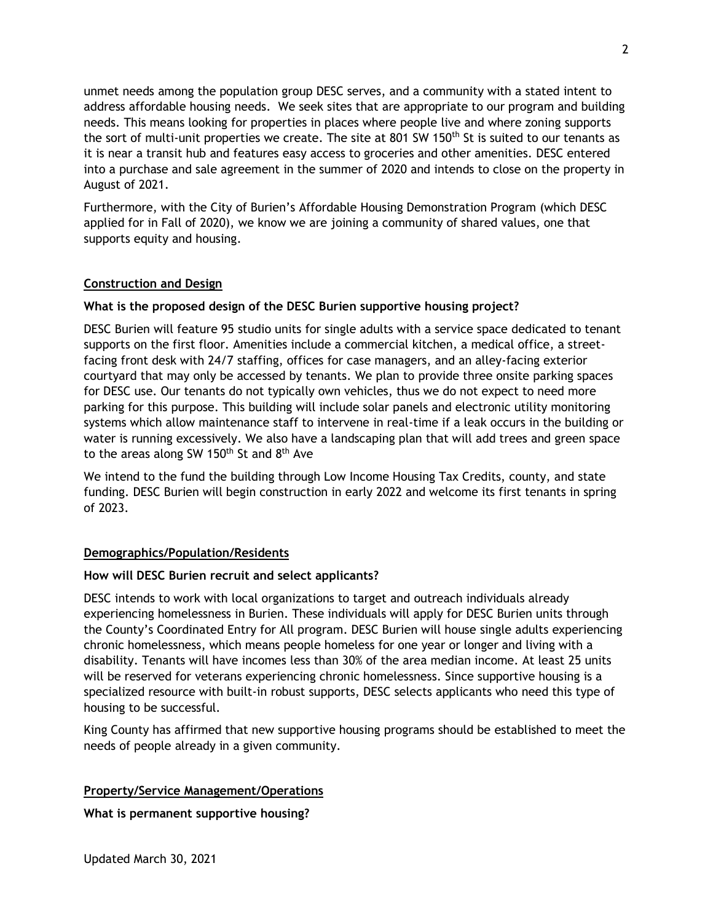unmet needs among the population group DESC serves, and a community with a stated intent to address affordable housing needs. We seek sites that are appropriate to our program and building needs. This means looking for properties in places where people live and where zoning supports the sort of multi-unit properties we create. The site at 801 SW 150th St is suited to our tenants as it is near a transit hub and features easy access to groceries and other amenities. DESC entered into a purchase and sale agreement in the summer of 2020 and intends to close on the property in August of 2021.

Furthermore, with the City of Burien's Affordable Housing Demonstration Program (which DESC applied for in Fall of 2020), we know we are joining a community of shared values, one that supports equity and housing.

## Construction and Design

### What is the proposed design of the DESC Burien supportive housing project?

DESC Burien will feature 95 studio units for single adults with a service space dedicated to tenant supports on the first floor. Amenities include a commercial kitchen, a medical office, a street-facing front desk with 24/7 staffing, offices for case managers, and an alley-facing exterior courtyard that may only be accessed by tenants. We plan to provide three onsite parking spaces for DESC use. Our tenants do not typically own vehicles, thus we do not expect to need more parking for this purpose. This building will include solar panels and electronic utility monitoring systems which allow maintenance staff to intervene in real-time if a leak occurs in the building or water is running excessively. We also have a landscaping plan that will add trees and green space to the areas along SW 150th St and 8th Ave

We intend to the fund the building through Low Income Housing Tax Credits, county, and state funding. DESC Burien will begin construction in early 2022 and welcome its first tenants in spring of 2023.

## Demographics/Population/Residents

### How will DESC Burien recruit and select applicants?

DESC intends to work with local organizations to target and outreach individuals already experiencing homelessness in Burien. These individuals will apply for DESC Burien units through the County's Coordinated Entry for All program. DESC Burien will house single adults experiencing chronic homelessness, which means people homeless for one year or longer and living with a disability. Tenants will have incomes less than 30% of the area median income. At least 25 units will be reserved for veterans experiencing chronic homelessness. Since supportive housing is a specialized resource with built-in robust supports, DESC selects applicants who need this type of housing to be successful.

King County has affirmed that new supportive housing programs should be established to meet the needs of people already in a given community.

## Property/Service Management/Operations

### What is permanent supportive housing?

Updated March 30, 2021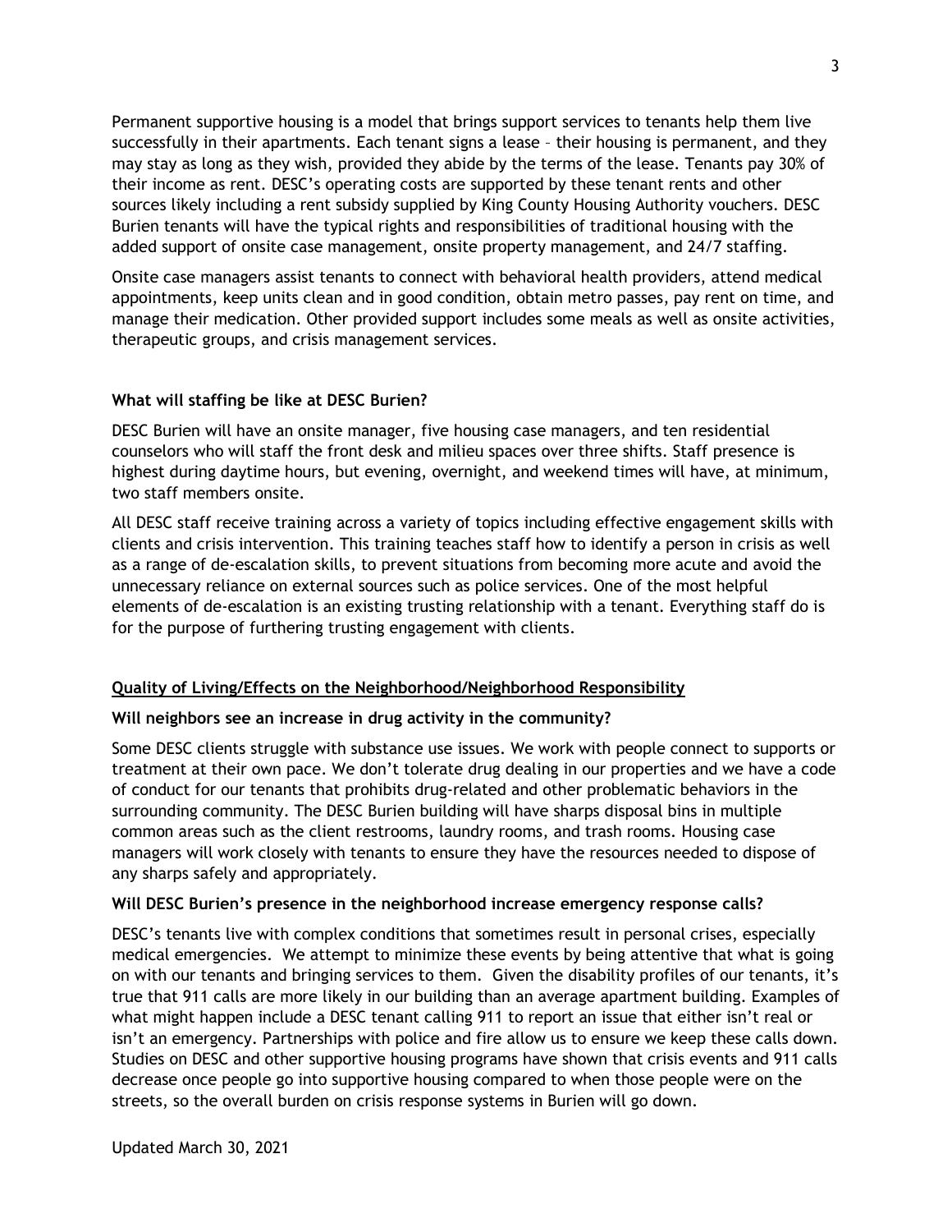Permanent supportive housing is a model that brings support services to tenants help them live successfully in their apartments. Each tenant signs a lease – their housing is permanent, and they may stay as long as they wish, provided they abide by the terms of the lease. Tenants pay 30% of their income as rent. DESC's operating costs are supported by these tenant rents and other sources likely including a rent subsidy supplied by King County Housing Authority vouchers. DESC Burien tenants will have the typical rights and responsibilities of traditional housing with the added support of onsite case management, onsite property management, and 24/7 staffing.

Onsite case managers assist tenants to connect with behavioral health providers, attend medical appointments, keep units clean and in good condition, obtain metro passes, pay rent on time, and manage their medication. Other provided support includes some meals as well as onsite activities, therapeutic groups, and crisis management services.

**What will staffing be like at DESC Burien?**

DESC Burien will have an onsite manager, five housing case managers, and ten residential counselors who will staff the front desk and milieu spaces over three shifts. Staff presence is highest during daytime hours, but evening, overnight, and weekend times will have, at minimum, two staff members onsite.

All DESC staff receive training across a variety of topics including effective engagement skills with clients and crisis intervention. This training teaches staff how to identify a person in crisis as well as a range of de-escalation skills, to prevent situations from becoming more acute and avoid the unnecessary reliance on external sources such as police services. One of the most helpful elements of de-escalation is an existing trusting relationship with a tenant. Everything staff do is for the purpose of furthering trusting engagement with clients.

## Quality of Living/Effects on the Neighborhood/Neighborhood Responsibility

**Will neighbors see an increase in drug activity in the community?**

Some DESC clients struggle with substance use issues. We work with people connect to supports or treatment at their own pace. We don't tolerate drug dealing in our properties and we have a code of conduct for our tenants that prohibits drug-related and other problematic behaviors in the surrounding community. The DESC Burien building will have sharps disposal bins in multiple common areas such as the client restrooms, laundry rooms, and trash rooms. Housing case managers will work closely with tenants to ensure they have the resources needed to dispose of any sharps safely and appropriately.

**Will DESC Burien's presence in the neighborhood increase emergency response calls?**

DESC's tenants live with complex conditions that sometimes result in personal crises, especially medical emergencies. We attempt to minimize these events by being attentive that what is going on with our tenants and bringing services to them. Given the disability profiles of our tenants, it's true that 911 calls are more likely in our building than an average apartment building. Examples of what might happen include a DESC tenant calling 911 to report an issue that either isn't real or isn't an emergency. Partnerships with police and fire allow us to ensure we keep these calls down. Studies on DESC and other supportive housing programs have shown that crisis events and 911 calls decrease once people go into supportive housing compared to when those people were on the streets, so the overall burden on crisis response systems in Burien will go down.

Updated March 30, 2021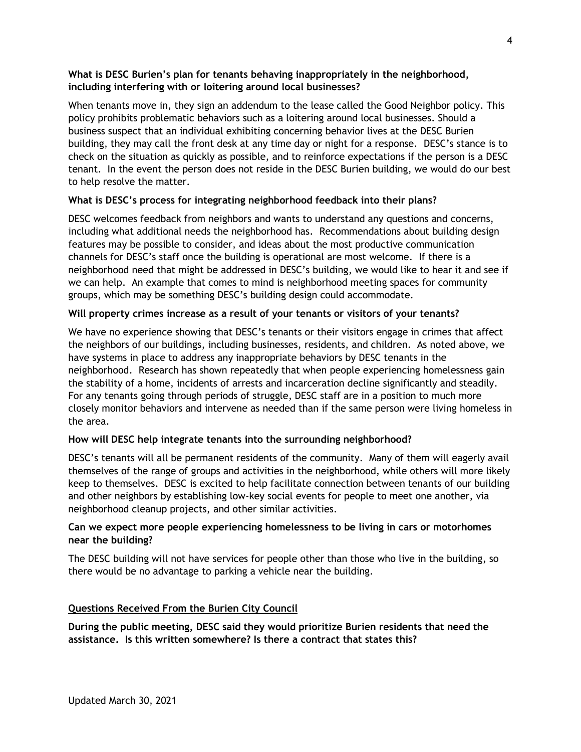**What is DESC Burien's plan for tenants behaving inappropriately in the neighborhood, including interfering with or loitering around local businesses?**

When tenants move in, they sign an addendum to the lease called the Good Neighbor policy. This policy prohibits problematic behaviors such as a loitering around local businesses. Should a business suspect that an individual exhibiting concerning behavior lives at the DESC Burien building, they may call the front desk at any time day or night for a response. DESC's stance is to check on the situation as quickly as possible, and to reinforce expectations if the person is a DESC tenant. In the event the person does not reside in the DESC Burien building, we would do our best to help resolve the matter.

**What is DESC's process for integrating neighborhood feedback into their plans?**

DESC welcomes feedback from neighbors and wants to understand any questions and concerns, including what additional needs the neighborhood has. Recommendations about building design features may be possible to consider, and ideas about the most productive communication channels for DESC's staff once the building is operational are most welcome. If there is a neighborhood need that might be addressed in DESC's building, we would like to hear it and see if we can help. An example that comes to mind is neighborhood meeting spaces for community groups, which may be something DESC's building design could accommodate.

**Will property crimes increase as a result of your tenants or visitors of your tenants?**

We have no experience showing that DESC's tenants or their visitors engage in crimes that affect the neighbors of our buildings, including businesses, residents, and children. As noted above, we have systems in place to address any inappropriate behaviors by DESC tenants in the neighborhood. Research has shown repeatedly that when people experiencing homelessness gain the stability of a home, incidents of arrests and incarceration decline significantly and steadily. For any tenants going through periods of struggle, DESC staff are in a position to much more closely monitor behaviors and intervene as needed than if the same person were living homeless in the area.

**How will DESC help integrate tenants into the surrounding neighborhood?**

DESC's tenants will all be permanent residents of the community. Many of them will eagerly avail themselves of the range of groups and activities in the neighborhood, while others will more likely keep to themselves. DESC is excited to help facilitate connection between tenants of our building and other neighbors by establishing low-key social events for people to meet one another, via neighborhood cleanup projects, and other similar activities.

**Can we expect more people experiencing homelessness to be living in cars or motorhomes near the building?**

The DESC building will not have services for people other than those who live in the building, so there would be no advantage to parking a vehicle near the building.

## Questions Received From the Burien City Council

**During the public meeting, DESC said they would prioritize Burien residents that need the assistance. Is this written somewhere? Is there a contract that states this?**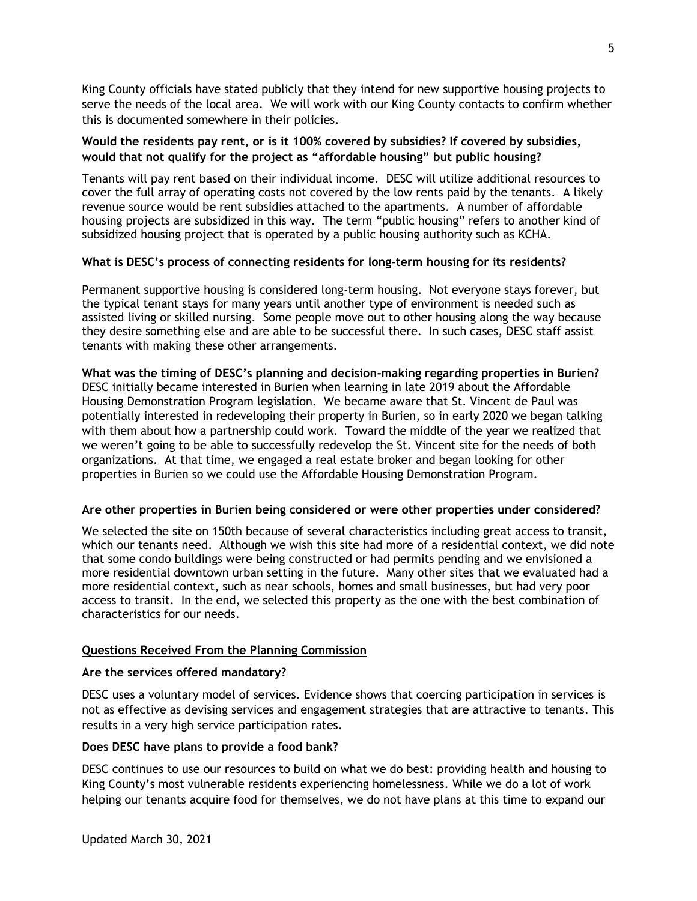King County officials have stated publicly that they intend for new supportive housing projects to serve the needs of the local area. We will work with our King County contacts to confirm whether this is documented somewhere in their policies.

**Would the residents pay rent, or is it 100% covered by subsidies? If covered by subsidies, would that not qualify for the project as "affordable housing" but public housing?**

Tenants will pay rent based on their individual income. DESC will utilize additional resources to cover the full array of operating costs not covered by the low rents paid by the tenants. A likely revenue source would be rent subsidies attached to the apartments. A number of affordable housing projects are subsidized in this way. The term "public housing" refers to another kind of subsidized housing project that is operated by a public housing authority such as KCHA.

**What is DESC's process of connecting residents for long-term housing for its residents?**

Permanent supportive housing is considered long-term housing. Not everyone stays forever, but the typical tenant stays for many years until another type of environment is needed such as assisted living or skilled nursing. Some people move out to other housing along the way because they desire something else and are able to be successful there. In such cases, DESC staff assist tenants with making these other arrangements.

**What was the timing of DESC's planning and decision-making regarding properties in Burien?**
DESC initially became interested in Burien when learning in late 2019 about the Affordable Housing Demonstration Program legislation. We became aware that St. Vincent de Paul was potentially interested in redeveloping their property in Burien, so in early 2020 we began talking with them about how a partnership could work. Toward the middle of the year we realized that we weren't going to be able to successfully redevelop the St. Vincent site for the needs of both organizations. At that time, we engaged a real estate broker and began looking for other properties in Burien so we could use the Affordable Housing Demonstration Program.

**Are other properties in Burien being considered or were other properties under considered?**

We selected the site on 150th because of several characteristics including great access to transit, which our tenants need. Although we wish this site had more of a residential context, we did note that some condo buildings were being constructed or had permits pending and we envisioned a more residential downtown urban setting in the future. Many other sites that we evaluated had a more residential context, such as near schools, homes and small businesses, but had very poor access to transit. In the end, we selected this property as the one with the best combination of characteristics for our needs.

## Questions Received From the Planning Commission

**Are the services offered mandatory?**

DESC uses a voluntary model of services. Evidence shows that coercing participation in services is not as effective as devising services and engagement strategies that are attractive to tenants. This results in a very high service participation rates.

**Does DESC have plans to provide a food bank?**

DESC continues to use our resources to build on what we do best: providing health and housing to King County's most vulnerable residents experiencing homelessness. While we do a lot of work helping our tenants acquire food for themselves, we do not have plans at this time to expand our

Updated March 30, 2021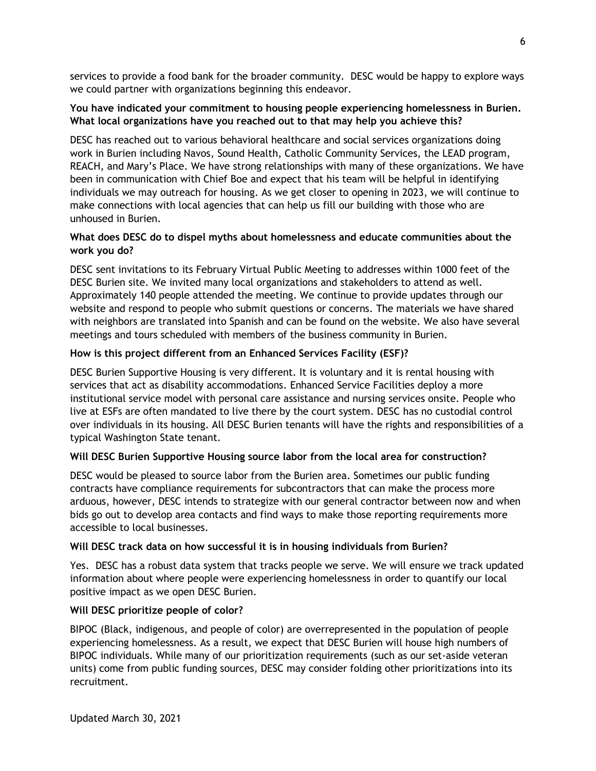services to provide a food bank for the broader community. DESC would be happy to explore ways we could partner with organizations beginning this endeavor.

**You have indicated your commitment to housing people experiencing homelessness in Burien. What local organizations have you reached out to that may help you achieve this?**

DESC has reached out to various behavioral healthcare and social services organizations doing work in Burien including Navos, Sound Health, Catholic Community Services, the LEAD program, REACH, and Mary's Place. We have strong relationships with many of these organizations. We have been in communication with Chief Boe and expect that his team will be helpful in identifying individuals we may outreach for housing. As we get closer to opening in 2023, we will continue to make connections with local agencies that can help us fill our building with those who are unhoused in Burien.

**What does DESC do to dispel myths about homelessness and educate communities about the work you do?**

DESC sent invitations to its February Virtual Public Meeting to addresses within 1000 feet of the DESC Burien site. We invited many local organizations and stakeholders to attend as well. Approximately 140 people attended the meeting. We continue to provide updates through our website and respond to people who submit questions or concerns. The materials we have shared with neighbors are translated into Spanish and can be found on the website. We also have several meetings and tours scheduled with members of the business community in Burien.

**How is this project different from an Enhanced Services Facility (ESF)?**

DESC Burien Supportive Housing is very different. It is voluntary and it is rental housing with services that act as disability accommodations. Enhanced Service Facilities deploy a more institutional service model with personal care assistance and nursing services onsite. People who live at ESFs are often mandated to live there by the court system. DESC has no custodial control over individuals in its housing. All DESC Burien tenants will have the rights and responsibilities of a typical Washington State tenant.

**Will DESC Burien Supportive Housing source labor from the local area for construction?**

DESC would be pleased to source labor from the Burien area. Sometimes our public funding contracts have compliance requirements for subcontractors that can make the process more arduous, however, DESC intends to strategize with our general contractor between now and when bids go out to develop area contacts and find ways to make those reporting requirements more accessible to local businesses.

**Will DESC track data on how successful it is in housing individuals from Burien?**

Yes. DESC has a robust data system that tracks people we serve. We will ensure we track updated information about where people were experiencing homelessness in order to quantify our local positive impact as we open DESC Burien.

**Will DESC prioritize people of color?**

BIPOC (Black, indigenous, and people of color) are overrepresented in the population of people experiencing homelessness. As a result, we expect that DESC Burien will house high numbers of BIPOC individuals. While many of our prioritization requirements (such as our set-aside veteran units) come from public funding sources, DESC may consider folding other prioritizations into its recruitment.

Updated March 30, 2021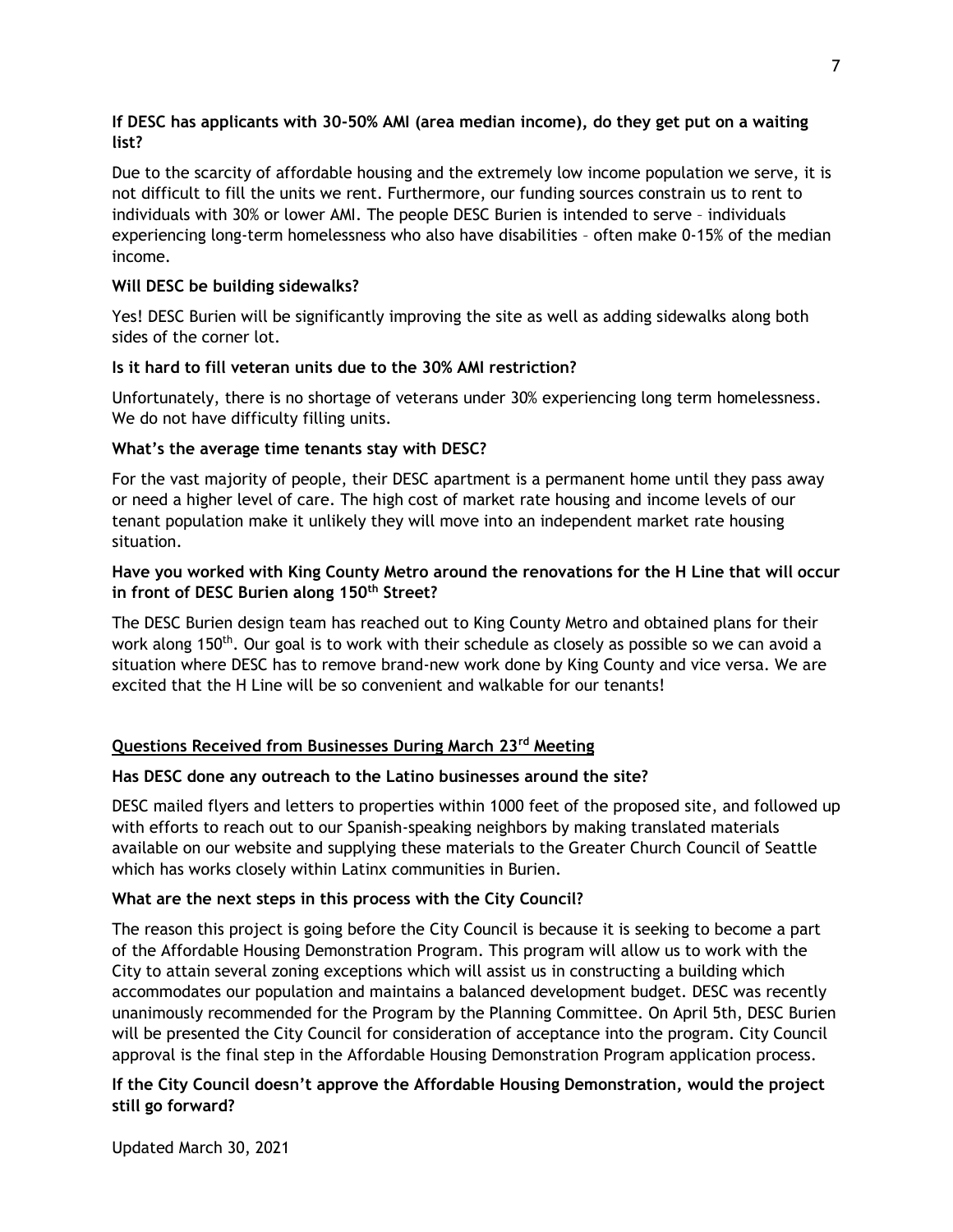**If DESC has applicants with 30-50% AMI (area median income), do they get put on a waiting list?**

Due to the scarcity of affordable housing and the extremely low income population we serve, it is not difficult to fill the units we rent. Furthermore, our funding sources constrain us to rent to individuals with 30% or lower AMI. The people DESC Burien is intended to serve – individuals experiencing long-term homelessness who also have disabilities – often make 0-15% of the median income.

**Will DESC be building sidewalks?**

Yes! DESC Burien will be significantly improving the site as well as adding sidewalks along both sides of the corner lot.

**Is it hard to fill veteran units due to the 30% AMI restriction?**

Unfortunately, there is no shortage of veterans under 30% experiencing long term homelessness. We do not have difficulty filling units.

**What's the average time tenants stay with DESC?**

For the vast majority of people, their DESC apartment is a permanent home until they pass away or need a higher level of care. The high cost of market rate housing and income levels of our tenant population make it unlikely they will move into an independent market rate housing situation.

**Have you worked with King County Metro around the renovations for the H Line that will occur in front of DESC Burien along 150th Street?**

The DESC Burien design team has reached out to King County Metro and obtained plans for their work along 150th. Our goal is to work with their schedule as closely as possible so we can avoid a situation where DESC has to remove brand-new work done by King County and vice versa. We are excited that the H Line will be so convenient and walkable for our tenants!

## Questions Received from Businesses During March 23rd Meeting

**Has DESC done any outreach to the Latino businesses around the site?**

DESC mailed flyers and letters to properties within 1000 feet of the proposed site, and followed up with efforts to reach out to our Spanish-speaking neighbors by making translated materials available on our website and supplying these materials to the Greater Church Council of Seattle which has works closely within Latinx communities in Burien.

**What are the next steps in this process with the City Council?**

The reason this project is going before the City Council is because it is seeking to become a part of the Affordable Housing Demonstration Program. This program will allow us to work with the City to attain several zoning exceptions which will assist us in constructing a building which accommodates our population and maintains a balanced development budget. DESC was recently unanimously recommended for the Program by the Planning Committee. On April 5th, DESC Burien will be presented the City Council for consideration of acceptance into the program. City Council approval is the final step in the Affordable Housing Demonstration Program application process.

**If the City Council doesn't approve the Affordable Housing Demonstration, would the project still go forward?**

Updated March 30, 2021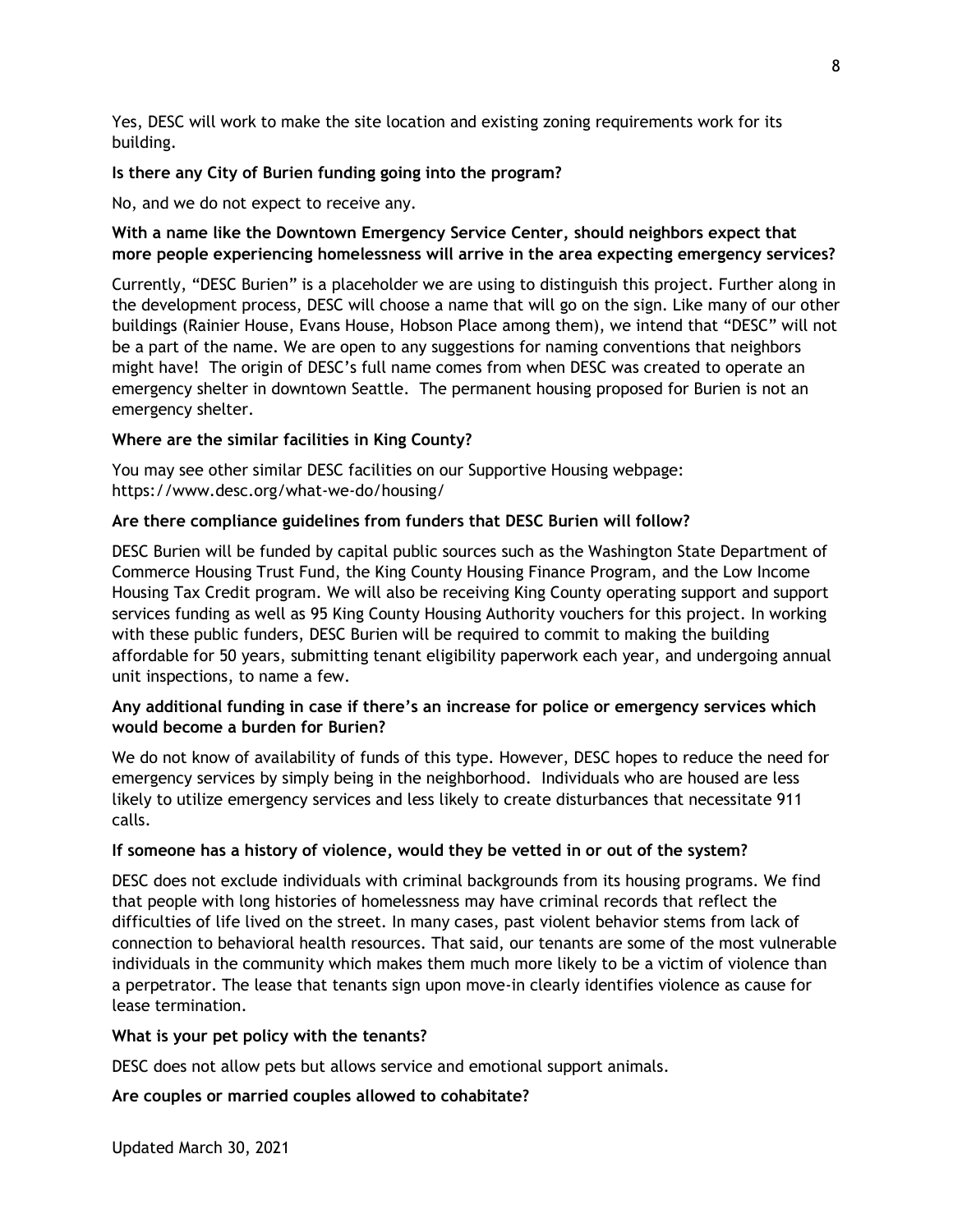Yes, DESC will work to make the site location and existing zoning requirements work for its building.

**Is there any City of Burien funding going into the program?**

No, and we do not expect to receive any.

**With a name like the Downtown Emergency Service Center, should neighbors expect that more people experiencing homelessness will arrive in the area expecting emergency services?**

Currently, "DESC Burien" is a placeholder we are using to distinguish this project. Further along in the development process, DESC will choose a name that will go on the sign. Like many of our other buildings (Rainier House, Evans House, Hobson Place among them), we intend that "DESC" will not be a part of the name. We are open to any suggestions for naming conventions that neighbors might have! The origin of DESC's full name comes from when DESC was created to operate an emergency shelter in downtown Seattle. The permanent housing proposed for Burien is not an emergency shelter.

**Where are the similar facilities in King County?**

You may see other similar DESC facilities on our Supportive Housing webpage: https://www.desc.org/what-we-do/housing/

**Are there compliance guidelines from funders that DESC Burien will follow?**

DESC Burien will be funded by capital public sources such as the Washington State Department of Commerce Housing Trust Fund, the King County Housing Finance Program, and the Low Income Housing Tax Credit program. We will also be receiving King County operating support and support services funding as well as 95 King County Housing Authority vouchers for this project. In working with these public funders, DESC Burien will be required to commit to making the building affordable for 50 years, submitting tenant eligibility paperwork each year, and undergoing annual unit inspections, to name a few.

**Any additional funding in case if there's an increase for police or emergency services which would become a burden for Burien?**

We do not know of availability of funds of this type. However, DESC hopes to reduce the need for emergency services by simply being in the neighborhood. Individuals who are housed are less likely to utilize emergency services and less likely to create disturbances that necessitate 911 calls.

**If someone has a history of violence, would they be vetted in or out of the system?**

DESC does not exclude individuals with criminal backgrounds from its housing programs. We find that people with long histories of homelessness may have criminal records that reflect the difficulties of life lived on the street. In many cases, past violent behavior stems from lack of connection to behavioral health resources. That said, our tenants are some of the most vulnerable individuals in the community which makes them much more likely to be a victim of violence than a perpetrator. The lease that tenants sign upon move-in clearly identifies violence as cause for lease termination.

**What is your pet policy with the tenants?**

DESC does not allow pets but allows service and emotional support animals.

**Are couples or married couples allowed to cohabitate?**

Updated March 30, 2021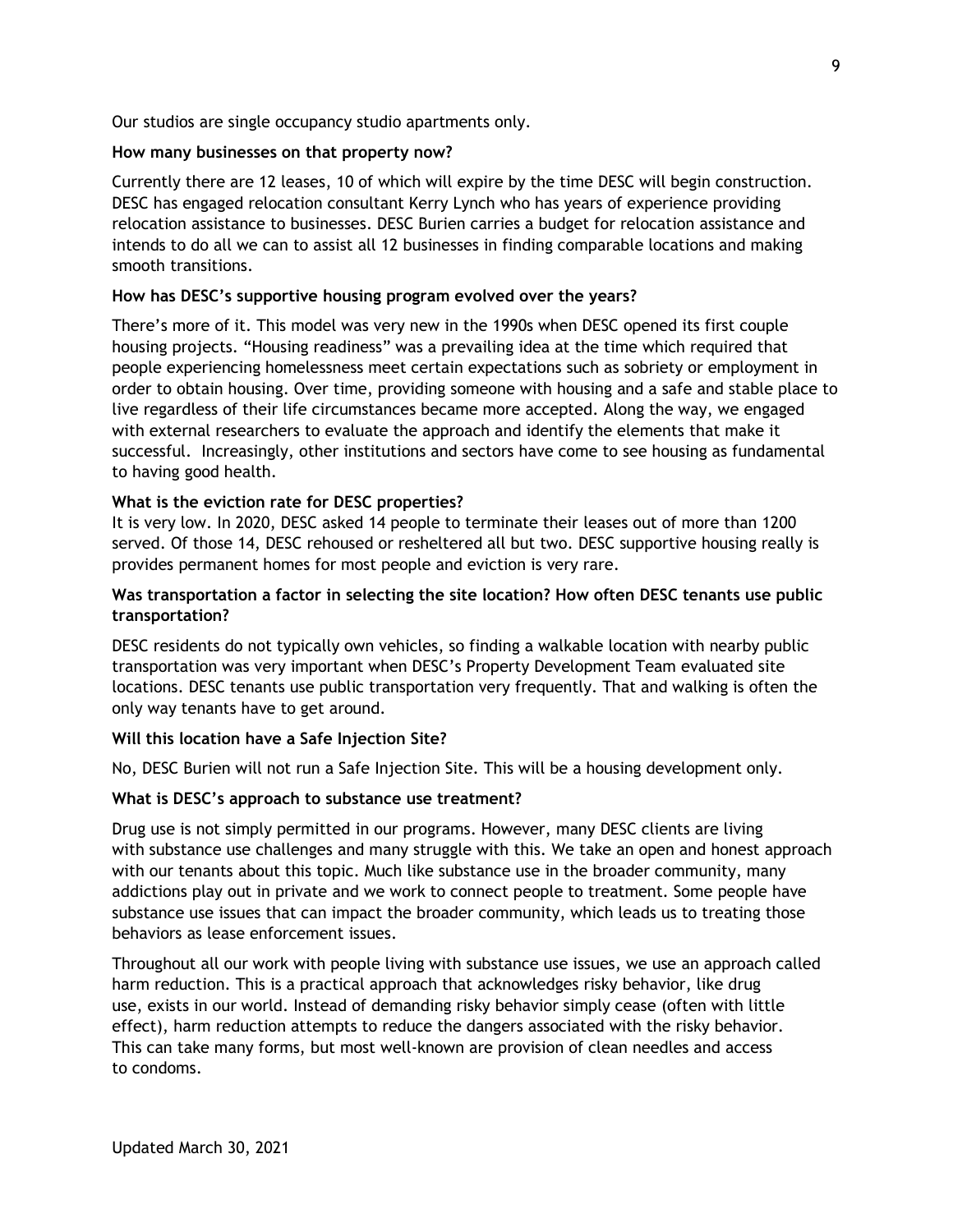Our studios are single occupancy studio apartments only.

**How many businesses on that property now?**

Currently there are 12 leases, 10 of which will expire by the time DESC will begin construction. DESC has engaged relocation consultant Kerry Lynch who has years of experience providing relocation assistance to businesses. DESC Burien carries a budget for relocation assistance and intends to do all we can to assist all 12 businesses in finding comparable locations and making smooth transitions.

**How has DESC's supportive housing program evolved over the years?**

There's more of it. This model was very new in the 1990s when DESC opened its first couple housing projects. "Housing readiness" was a prevailing idea at the time which required that people experiencing homelessness meet certain expectations such as sobriety or employment in order to obtain housing. Over time, providing someone with housing and a safe and stable place to live regardless of their life circumstances became more accepted. Along the way, we engaged with external researchers to evaluate the approach and identify the elements that make it successful. Increasingly, other institutions and sectors have come to see housing as fundamental to having good health.

**What is the eviction rate for DESC properties?**

It is very low. In 2020, DESC asked 14 people to terminate their leases out of more than 1200 served. Of those 14, DESC rehoused or resheltered all but two. DESC supportive housing really is provides permanent homes for most people and eviction is very rare.

**Was transportation a factor in selecting the site location? How often DESC tenants use public transportation?**

DESC residents do not typically own vehicles, so finding a walkable location with nearby public transportation was very important when DESC's Property Development Team evaluated site locations. DESC tenants use public transportation very frequently. That and walking is often the only way tenants have to get around.

**Will this location have a Safe Injection Site?**

No, DESC Burien will not run a Safe Injection Site. This will be a housing development only.

**What is DESC's approach to substance use treatment?**

Drug use is not simply permitted in our programs. However, many DESC clients are living with substance use challenges and many struggle with this. We take an open and honest approach with our tenants about this topic. Much like substance use in the broader community, many addictions play out in private and we work to connect people to treatment. Some people have substance use issues that can impact the broader community, which leads us to treating those behaviors as lease enforcement issues.

Throughout all our work with people living with substance use issues, we use an approach called harm reduction. This is a practical approach that acknowledges risky behavior, like drug use, exists in our world. Instead of demanding risky behavior simply cease (often with little effect), harm reduction attempts to reduce the dangers associated with the risky behavior. This can take many forms, but most well-known are provision of clean needles and access to condoms.

Updated March 30, 2021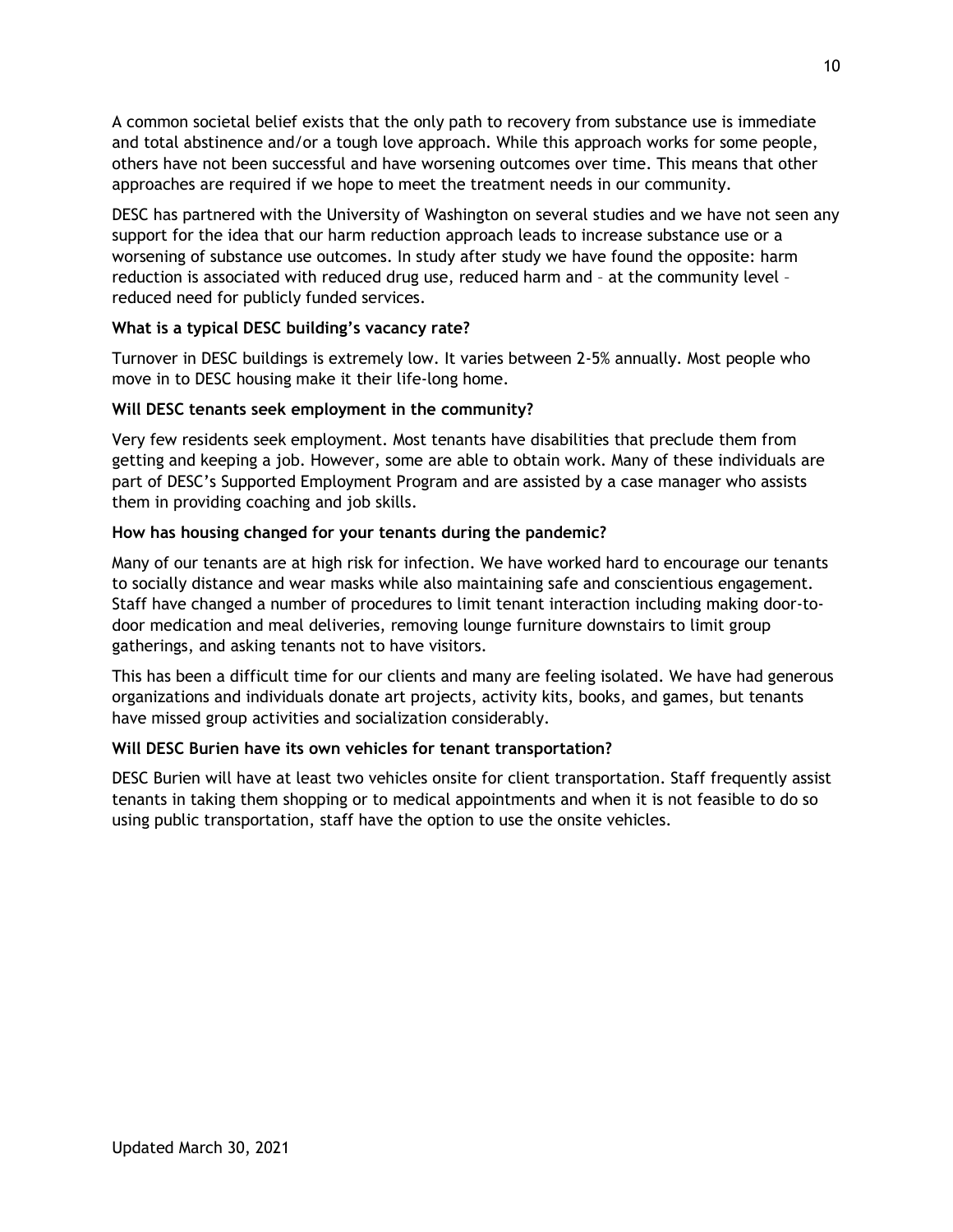A common societal belief exists that the only path to recovery from substance use is immediate and total abstinence and/or a tough love approach. While this approach works for some people, others have not been successful and have worsening outcomes over time. This means that other approaches are required if we hope to meet the treatment needs in our community.

DESC has partnered with the University of Washington on several studies and we have not seen any support for the idea that our harm reduction approach leads to increase substance use or a worsening of substance use outcomes. In study after study we have found the opposite: harm reduction is associated with reduced drug use, reduced harm and – at the community level – reduced need for publicly funded services.

**What is a typical DESC building's vacancy rate?**

Turnover in DESC buildings is extremely low. It varies between 2-5% annually. Most people who move in to DESC housing make it their life-long home.

**Will DESC tenants seek employment in the community?**

Very few residents seek employment. Most tenants have disabilities that preclude them from getting and keeping a job. However, some are able to obtain work. Many of these individuals are part of DESC's Supported Employment Program and are assisted by a case manager who assists them in providing coaching and job skills.

**How has housing changed for your tenants during the pandemic?**

Many of our tenants are at high risk for infection. We have worked hard to encourage our tenants to socially distance and wear masks while also maintaining safe and conscientious engagement. Staff have changed a number of procedures to limit tenant interaction including making door-to-door medication and meal deliveries, removing lounge furniture downstairs to limit group gatherings, and asking tenants not to have visitors.

This has been a difficult time for our clients and many are feeling isolated. We have had generous organizations and individuals donate art projects, activity kits, books, and games, but tenants have missed group activities and socialization considerably.

**Will DESC Burien have its own vehicles for tenant transportation?**

DESC Burien will have at least two vehicles onsite for client transportation. Staff frequently assist tenants in taking them shopping or to medical appointments and when it is not feasible to do so using public transportation, staff have the option to use the onsite vehicles.

Updated March 30, 2021